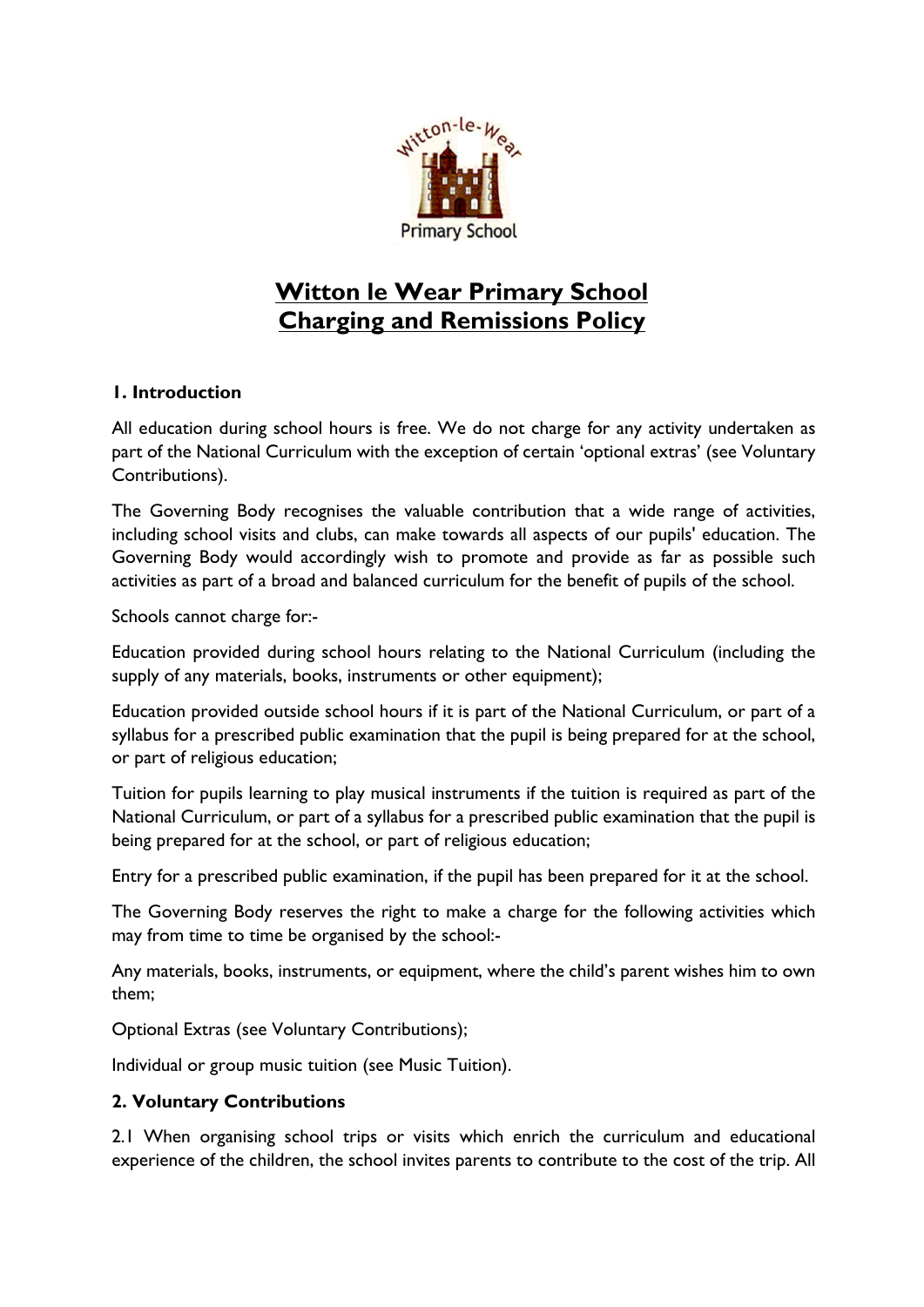# Witton le Wear Primary School
# Charging and Remissions Policy

## 1. Introduction

All education during school hours is free. We do not charge for any activity undertaken as part of the National Curriculum with the exception of certain 'optional extras' (see Voluntary Contributions).

The Governing Body recognises the valuable contribution that a wide range of activities, including school visits and clubs, can make towards all aspects of our pupils' education. The Governing Body would accordingly wish to promote and provide as far as possible such activities as part of a broad and balanced curriculum for the benefit of pupils of the school.

Schools cannot charge for:-

Education provided during school hours relating to the National Curriculum (including the supply of any materials, books, instruments or other equipment);

Education provided outside school hours if it is part of the National Curriculum, or part of a syllabus for a prescribed public examination that the pupil is being prepared for at the school, or part of religious education;

Tuition for pupils learning to play musical instruments if the tuition is required as part of the National Curriculum, or part of a syllabus for a prescribed public examination that the pupil is being prepared for at the school, or part of religious education;

Entry for a prescribed public examination, if the pupil has been prepared for it at the school.

The Governing Body reserves the right to make a charge for the following activities which may from time to time be organised by the school:-

Any materials, books, instruments, or equipment, where the child's parent wishes him to own them;

Optional Extras (see Voluntary Contributions);

Individual or group music tuition (see Music Tuition).

## 2. Voluntary Contributions

2.1 When organising school trips or visits which enrich the curriculum and educational experience of the children, the school invites parents to contribute to the cost of the trip. All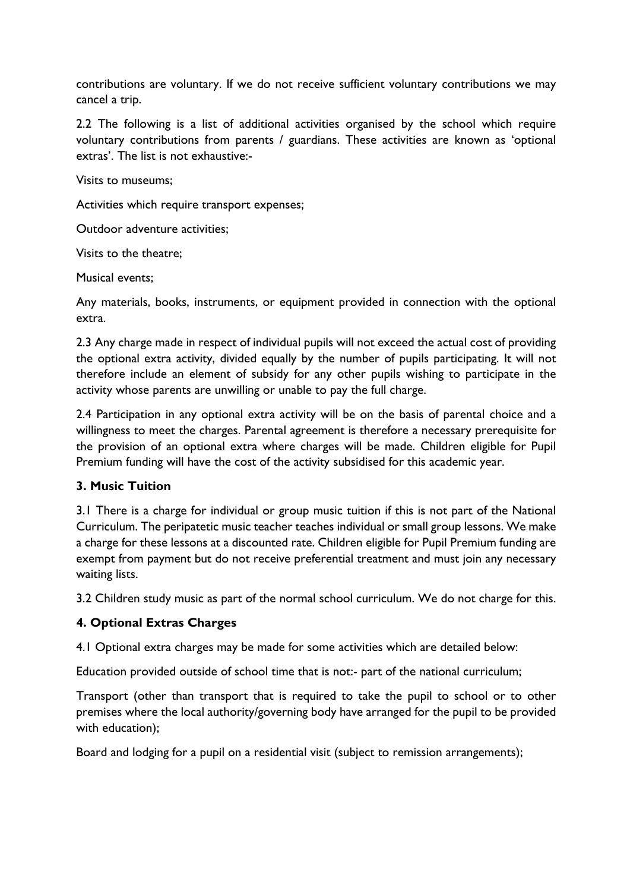contributions are voluntary. If we do not receive sufficient voluntary contributions we may cancel a trip.

2.2 The following is a list of additional activities organised by the school which require voluntary contributions from parents / guardians. These activities are known as 'optional extras'. The list is not exhaustive:-

Visits to museums;

Activities which require transport expenses;

Outdoor adventure activities;

Visits to the theatre;

Musical events;

Any materials, books, instruments, or equipment provided in connection with the optional extra.

2.3 Any charge made in respect of individual pupils will not exceed the actual cost of providing the optional extra activity, divided equally by the number of pupils participating. It will not therefore include an element of subsidy for any other pupils wishing to participate in the activity whose parents are unwilling or unable to pay the full charge.

2.4 Participation in any optional extra activity will be on the basis of parental choice and a willingness to meet the charges. Parental agreement is therefore a necessary prerequisite for the provision of an optional extra where charges will be made. Children eligible for Pupil Premium funding will have the cost of the activity subsidised for this academic year.

### 3. Music Tuition

3.1 There is a charge for individual or group music tuition if this is not part of the National Curriculum. The peripatetic music teacher teaches individual or small group lessons. We make a charge for these lessons at a discounted rate. Children eligible for Pupil Premium funding are exempt from payment but do not receive preferential treatment and must join any necessary waiting lists.

3.2 Children study music as part of the normal school curriculum. We do not charge for this.

### 4. Optional Extras Charges

4.1 Optional extra charges may be made for some activities which are detailed below:

Education provided outside of school time that is not:- part of the national curriculum;

Transport (other than transport that is required to take the pupil to school or to other premises where the local authority/governing body have arranged for the pupil to be provided with education);

Board and lodging for a pupil on a residential visit (subject to remission arrangements);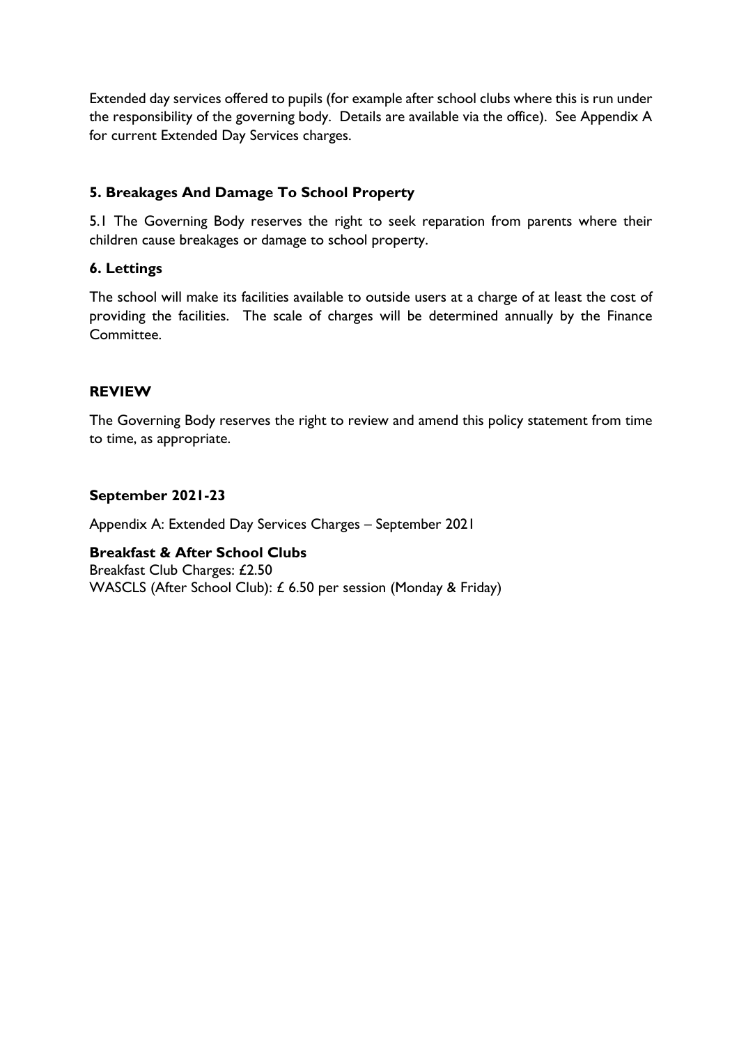Extended day services offered to pupils (for example after school clubs where this is run under the responsibility of the governing body. Details are available via the office). See Appendix A for current Extended Day Services charges.

## 5. Breakages And Damage To School Property

5.1 The Governing Body reserves the right to seek reparation from parents where their children cause breakages or damage to school property.

## 6. Lettings

The school will make its facilities available to outside users at a charge of at least the cost of providing the facilities. The scale of charges will be determined annually by the Finance Committee.

## REVIEW

The Governing Body reserves the right to review and amend this policy statement from time to time, as appropriate.

**September 2021-23**

Appendix A: Extended Day Services Charges – September 2021

**Breakfast & After School Clubs**
Breakfast Club Charges: £2.50
WASCLS (After School Club): £ 6.50 per session (Monday & Friday)